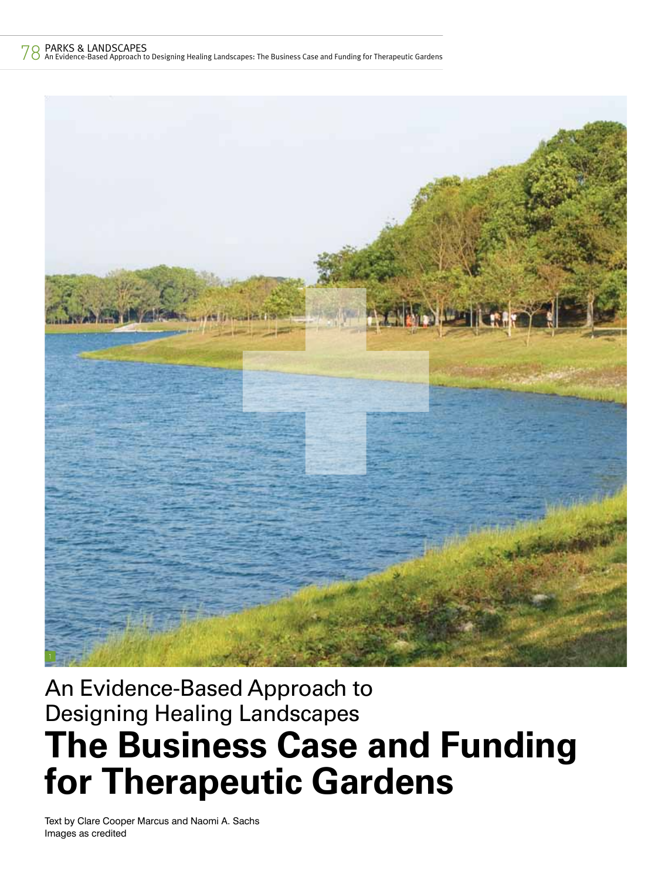# An Evidence-Based Approach to Designing Healing Landscapes

# The Business Case and Funding for Therapeutic Gardens

Text by Clare Cooper Marcus and Naomi A. Sachs
Images as credited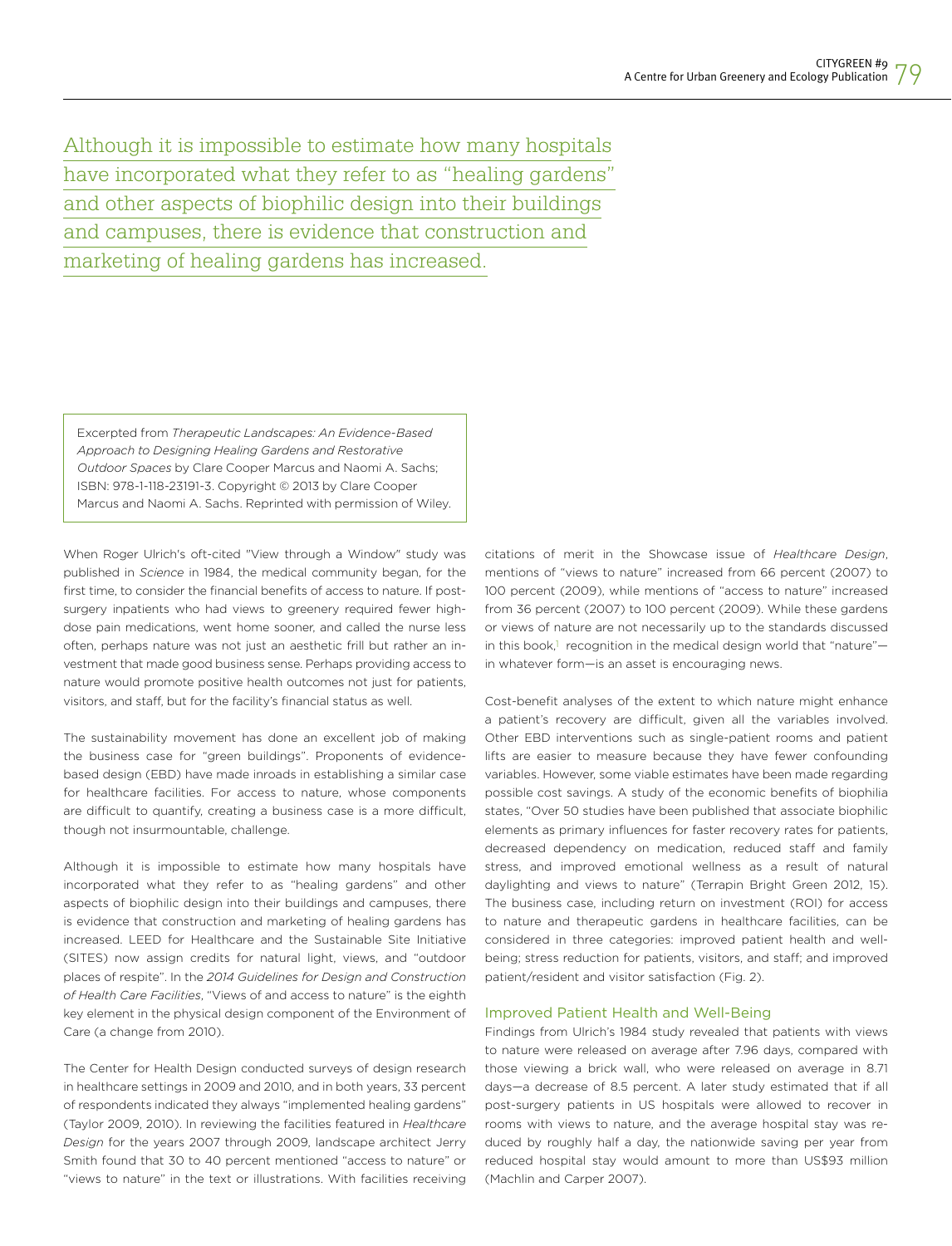Although it is impossible to estimate how many hospitals have incorporated what they refer to as "healing gardens" and other aspects of biophilic design into their buildings and campuses, there is evidence that construction and marketing of healing gardens has increased.

> Excerpted from *Therapeutic Landscapes: An Evidence-Based Approach to Designing Healing Gardens and Restorative Outdoor Spaces* by Clare Cooper Marcus and Naomi A. Sachs; ISBN: 978-1-118-23191-3. Copyright © 2013 by Clare Cooper Marcus and Naomi A. Sachs. Reprinted with permission of Wiley.

When Roger Ulrich's oft-cited "View through a Window" study was published in *Science* in 1984, the medical community began, for the first time, to consider the financial benefits of access to nature. If post-surgery inpatients who had views to greenery required fewer high-dose pain medications, went home sooner, and called the nurse less often, perhaps nature was not just an aesthetic frill but rather an investment that made good business sense. Perhaps providing access to nature would promote positive health outcomes not just for patients, visitors, and staff, but for the facility's financial status as well.

The sustainability movement has done an excellent job of making the business case for "green buildings". Proponents of evidence-based design (EBD) have made inroads in establishing a similar case for healthcare facilities. For access to nature, whose components are difficult to quantify, creating a business case is a more difficult, though not insurmountable, challenge.

Although it is impossible to estimate how many hospitals have incorporated what they refer to as "healing gardens" and other aspects of biophilic design into their buildings and campuses, there is evidence that construction and marketing of healing gardens has increased. LEED for Healthcare and the Sustainable Site Initiative (SITES) now assign credits for natural light, views, and "outdoor places of respite". In the *2014 Guidelines for Design and Construction of Health Care Facilities*, "Views of and access to nature" is the eighth key element in the physical design component of the Environment of Care (a change from 2010).

The Center for Health Design conducted surveys of design research in healthcare settings in 2009 and 2010, and in both years, 33 percent of respondents indicated they always "implemented healing gardens" (Taylor 2009, 2010). In reviewing the facilities featured in *Healthcare Design* for the years 2007 through 2009, landscape architect Jerry Smith found that 30 to 40 percent mentioned "access to nature" or "views to nature" in the text or illustrations. With facilities receiving citations of merit in the Showcase issue of *Healthcare Design*, mentions of "views to nature" increased from 66 percent (2007) to 100 percent (2009), while mentions of "access to nature" increased from 36 percent (2007) to 100 percent (2009). While these gardens or views of nature are not necessarily up to the standards discussed in this book,[1] recognition in the medical design world that "nature"—in whatever form—is an asset is encouraging news.

Cost-benefit analyses of the extent to which nature might enhance a patient's recovery are difficult, given all the variables involved. Other EBD interventions such as single-patient rooms and patient lifts are easier to measure because they have fewer confounding variables. However, some viable estimates have been made regarding possible cost savings. A study of the economic benefits of biophilia states, "Over 50 studies have been published that associate biophilic elements as primary influences for faster recovery rates for patients, decreased dependency on medication, reduced staff and family stress, and improved emotional wellness as a result of natural daylighting and views to nature" (Terrapin Bright Green 2012, 15). The business case, including return on investment (ROI) for access to nature and therapeutic gardens in healthcare facilities, can be considered in three categories: improved patient health and well-being; stress reduction for patients, visitors, and staff; and improved patient/resident and visitor satisfaction (Fig. 2).

## Improved Patient Health and Well-Being

Findings from Ulrich's 1984 study revealed that patients with views to nature were released on average after 7.96 days, compared with those viewing a brick wall, who were released on average in 8.71 days—a decrease of 8.5 percent. A later study estimated that if all post-surgery patients in US hospitals were allowed to recover in rooms with views to nature, and the average hospital stay was reduced by roughly half a day, the nationwide saving per year from reduced hospital stay would amount to more than US$93 million (Machlin and Carper 2007).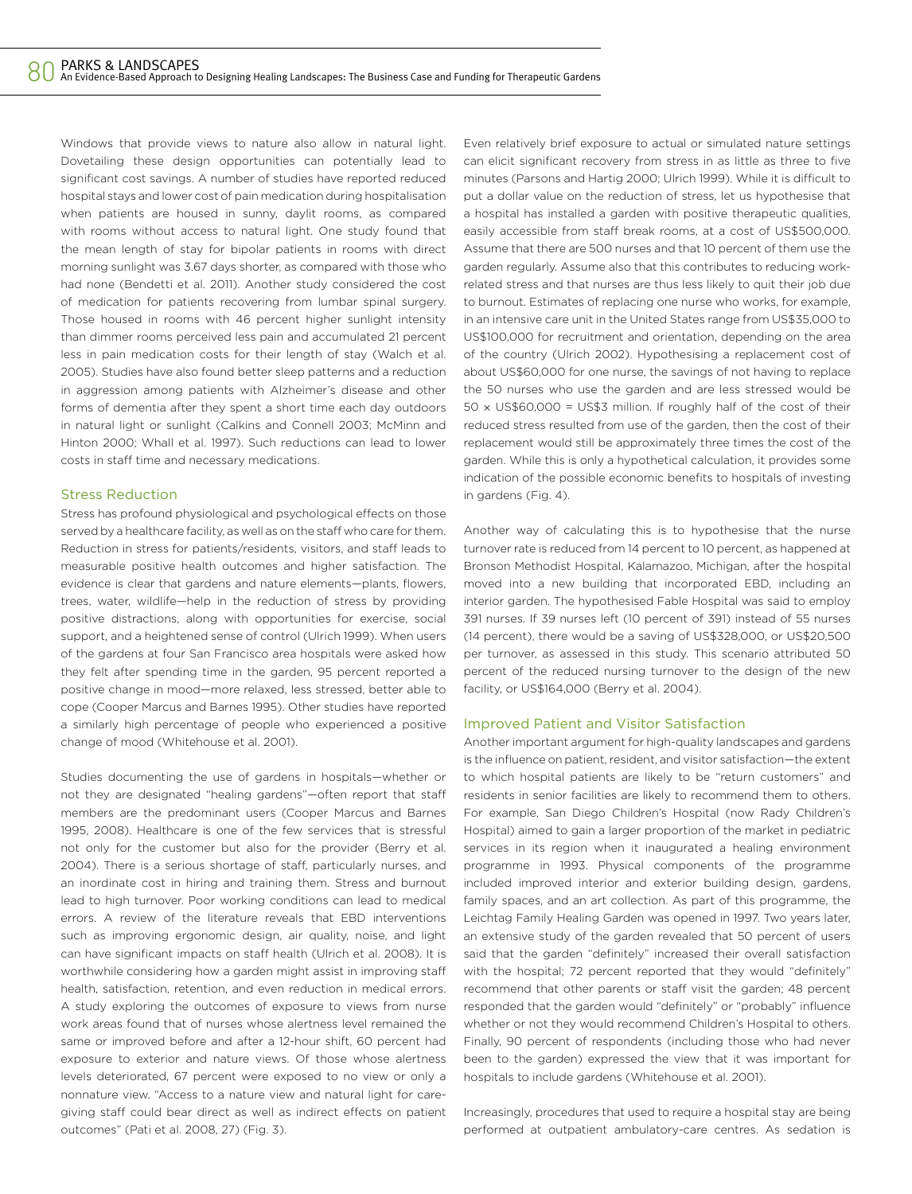Windows that provide views to nature also allow in natural light. Dovetailing these design opportunities can potentially lead to significant cost savings. A number of studies have reported reduced hospital stays and lower cost of pain medication during hospitalisation when patients are housed in sunny, daylit rooms, as compared with rooms without access to natural light. One study found that the mean length of stay for bipolar patients in rooms with direct morning sunlight was 3.67 days shorter, as compared with those who had none (Bendetti et al. 2011). Another study considered the cost of medication for patients recovering from lumbar spinal surgery. Those housed in rooms with 46 percent higher sunlight intensity than dimmer rooms perceived less pain and accumulated 21 percent less in pain medication costs for their length of stay (Walch et al. 2005). Studies have also found better sleep patterns and a reduction in aggression among patients with Alzheimer's disease and other forms of dementia after they spent a short time each day outdoors in natural light or sunlight (Calkins and Connell 2003; McMinn and Hinton 2000; Whall et al. 1997). Such reductions can lead to lower costs in staff time and necessary medications.

## Stress Reduction

Stress has profound physiological and psychological effects on those served by a healthcare facility, as well as on the staff who care for them. Reduction in stress for patients/residents, visitors, and staff leads to measurable positive health outcomes and higher satisfaction. The evidence is clear that gardens and nature elements—plants, flowers, trees, water, wildlife—help in the reduction of stress by providing positive distractions, along with opportunities for exercise, social support, and a heightened sense of control (Ulrich 1999). When users of the gardens at four San Francisco area hospitals were asked how they felt after spending time in the garden, 95 percent reported a positive change in mood—more relaxed, less stressed, better able to cope (Cooper Marcus and Barnes 1995). Other studies have reported a similarly high percentage of people who experienced a positive change of mood (Whitehouse et al. 2001).

Studies documenting the use of gardens in hospitals—whether or not they are designated "healing gardens"—often report that staff members are the predominant users (Cooper Marcus and Barnes 1995, 2008). Healthcare is one of the few services that is stressful not only for the customer but also for the provider (Berry et al. 2004). There is a serious shortage of staff, particularly nurses, and an inordinate cost in hiring and training them. Stress and burnout lead to high turnover. Poor working conditions can lead to medical errors. A review of the literature reveals that EBD interventions such as improving ergonomic design, air quality, noise, and light can have significant impacts on staff health (Ulrich et al. 2008). It is worthwhile considering how a garden might assist in improving staff health, satisfaction, retention, and even reduction in medical errors. A study exploring the outcomes of exposure to views from nurse work areas found that of nurses whose alertness level remained the same or improved before and after a 12-hour shift, 60 percent had exposure to exterior and nature views. Of those whose alertness levels deteriorated, 67 percent were exposed to no view or only a nonnature view. "Access to a nature view and natural light for care-giving staff could bear direct as well as indirect effects on patient outcomes" (Pati et al. 2008, 27) (Fig. 3).

Even relatively brief exposure to actual or simulated nature settings can elicit significant recovery from stress in as little as three to five minutes (Parsons and Hartig 2000; Ulrich 1999). While it is difficult to put a dollar value on the reduction of stress, let us hypothesise that a hospital has installed a garden with positive therapeutic qualities, easily accessible from staff break rooms, at a cost of US$500,000. Assume that there are 500 nurses and that 10 percent of them use the garden regularly. Assume also that this contributes to reducing work-related stress and that nurses are thus less likely to quit their job due to burnout. Estimates of replacing one nurse who works, for example, in an intensive care unit in the United States range from US$35,000 to US$100,000 for recruitment and orientation, depending on the area of the country (Ulrich 2002). Hypothesising a replacement cost of about US$60,000 for one nurse, the savings of not having to replace the 50 nurses who use the garden and are less stressed would be 50 × US$60,000 = US$3 million. If roughly half of the cost of their reduced stress resulted from use of the garden, then the cost of their replacement would still be approximately three times the cost of the garden. While this is only a hypothetical calculation, it provides some indication of the possible economic benefits to hospitals of investing in gardens (Fig. 4).

Another way of calculating this is to hypothesise that the nurse turnover rate is reduced from 14 percent to 10 percent, as happened at Bronson Methodist Hospital, Kalamazoo, Michigan, after the hospital moved into a new building that incorporated EBD, including an interior garden. The hypothesised Fable Hospital was said to employ 391 nurses. If 39 nurses left (10 percent of 391) instead of 55 nurses (14 percent), there would be a saving of US$328,000, or US$20,500 per turnover, as assessed in this study. This scenario attributed 50 percent of the reduced nursing turnover to the design of the new facility, or US$164,000 (Berry et al. 2004).

## Improved Patient and Visitor Satisfaction

Another important argument for high-quality landscapes and gardens is the influence on patient, resident, and visitor satisfaction—the extent to which hospital patients are likely to be "return customers" and residents in senior facilities are likely to recommend them to others. For example, San Diego Children's Hospital (now Rady Children's Hospital) aimed to gain a larger proportion of the market in pediatric services in its region when it inaugurated a healing environment programme in 1993. Physical components of the programme included improved interior and exterior building design, gardens, family spaces, and an art collection. As part of this programme, the Leichtag Family Healing Garden was opened in 1997. Two years later, an extensive study of the garden revealed that 50 percent of users said that the garden "definitely" increased their overall satisfaction with the hospital; 72 percent reported that they would "definitely" recommend that other parents or staff visit the garden; 48 percent responded that the garden would "definitely" or "probably" influence whether or not they would recommend Children's Hospital to others. Finally, 90 percent of respondents (including those who had never been to the garden) expressed the view that it was important for hospitals to include gardens (Whitehouse et al. 2001).

Increasingly, procedures that used to require a hospital stay are being performed at outpatient ambulatory-care centres. As sedation is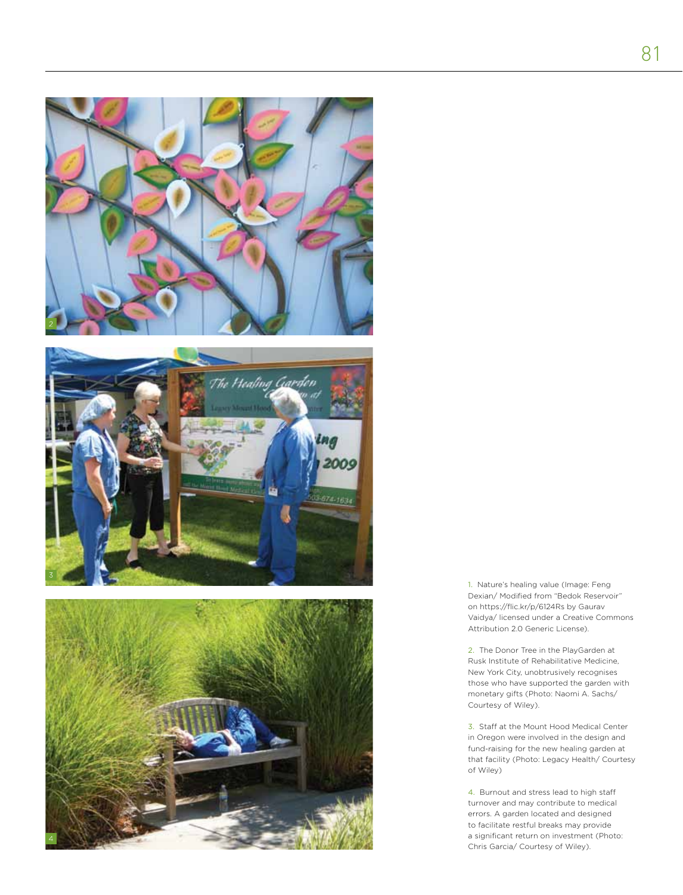1. Nature's healing value (Image: Feng Dexian/ Modified from "Bedok Reservoir" on https://flic.kr/p/6124Rs by Gaurav Vaidya/ licensed under a Creative Commons Attribution 2.0 Generic License).

2. The Donor Tree in the PlayGarden at Rusk Institute of Rehabilitative Medicine, New York City, unobtrusively recognises those who have supported the garden with monetary gifts (Photo: Naomi A. Sachs/ Courtesy of Wiley).

3. Staff at the Mount Hood Medical Center in Oregon were involved in the design and fund-raising for the new healing garden at that facility (Photo: Legacy Health/ Courtesy of Wiley)

4. Burnout and stress lead to high staff turnover and may contribute to medical errors. A garden located and designed to facilitate restful breaks may provide a significant return on investment (Photo: Chris Garcia/ Courtesy of Wiley).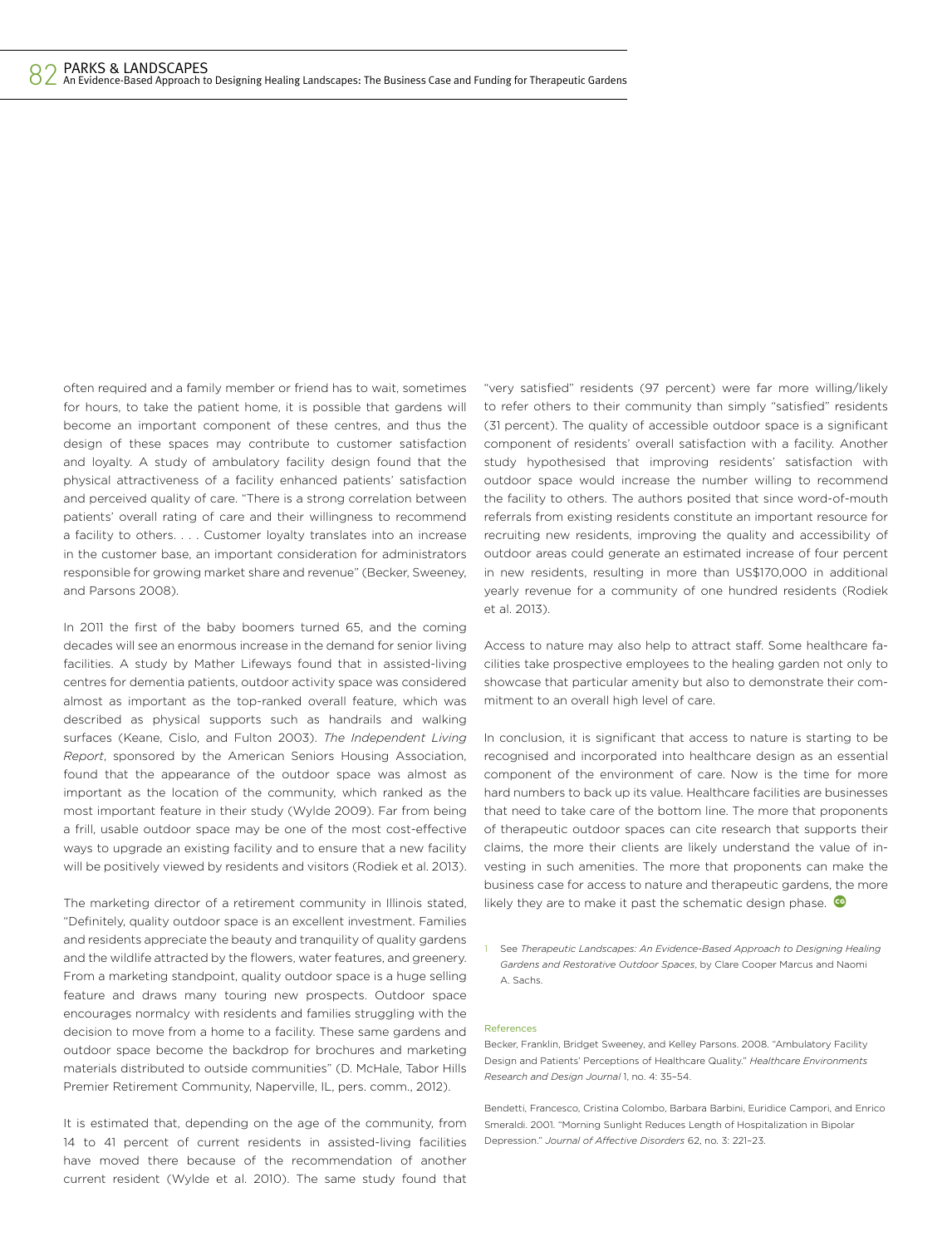often required and a family member or friend has to wait, sometimes for hours, to take the patient home, it is possible that gardens will become an important component of these centres, and thus the design of these spaces may contribute to customer satisfaction and loyalty. A study of ambulatory facility design found that the physical attractiveness of a facility enhanced patients' satisfaction and perceived quality of care. "There is a strong correlation between patients' overall rating of care and their willingness to recommend a facility to others. . . . Customer loyalty translates into an increase in the customer base, an important consideration for administrators responsible for growing market share and revenue" (Becker, Sweeney, and Parsons 2008).

In 2011 the first of the baby boomers turned 65, and the coming decades will see an enormous increase in the demand for senior living facilities. A study by Mather Lifeways found that in assisted-living centres for dementia patients, outdoor activity space was considered almost as important as the top-ranked overall feature, which was described as physical supports such as handrails and walking surfaces (Keane, Cislo, and Fulton 2003). *The Independent Living Report*, sponsored by the American Seniors Housing Association, found that the appearance of the outdoor space was almost as important as the location of the community, which ranked as the most important feature in their study (Wylde 2009). Far from being a frill, usable outdoor space may be one of the most cost-effective ways to upgrade an existing facility and to ensure that a new facility will be positively viewed by residents and visitors (Rodiek et al. 2013).

The marketing director of a retirement community in Illinois stated, "Definitely, quality outdoor space is an excellent investment. Families and residents appreciate the beauty and tranquility of quality gardens and the wildlife attracted by the flowers, water features, and greenery. From a marketing standpoint, quality outdoor space is a huge selling feature and draws many touring new prospects. Outdoor space encourages normalcy with residents and families struggling with the decision to move from a home to a facility. These same gardens and outdoor space become the backdrop for brochures and marketing materials distributed to outside communities" (D. McHale, Tabor Hills Premier Retirement Community, Naperville, IL, pers. comm., 2012).

It is estimated that, depending on the age of the community, from 14 to 41 percent of current residents in assisted-living facilities have moved there because of the recommendation of another current resident (Wylde et al. 2010). The same study found that "very satisfied" residents (97 percent) were far more willing/likely to refer others to their community than simply "satisfied" residents (31 percent). The quality of accessible outdoor space is a significant component of residents' overall satisfaction with a facility. Another study hypothesised that improving residents' satisfaction with outdoor space would increase the number willing to recommend the facility to others. The authors posited that since word-of-mouth referrals from existing residents constitute an important resource for recruiting new residents, improving the quality and accessibility of outdoor areas could generate an estimated increase of four percent in new residents, resulting in more than US$170,000 in additional yearly revenue for a community of one hundred residents (Rodiek et al. 2013).

Access to nature may also help to attract staff. Some healthcare facilities take prospective employees to the healing garden not only to showcase that particular amenity but also to demonstrate their commitment to an overall high level of care.

In conclusion, it is significant that access to nature is starting to be recognised and incorporated into healthcare design as an essential component of the environment of care. Now is the time for more hard numbers to back up its value. Healthcare facilities are businesses that need to take care of the bottom line. The more that proponents of therapeutic outdoor spaces can cite research that supports their claims, the more their clients are likely understand the value of investing in such amenities. The more that proponents can make the business case for access to nature and therapeutic gardens, the more likely they are to make it past the schematic design phase.

1 See *Therapeutic Landscapes: An Evidence-Based Approach to Designing Healing Gardens and Restorative Outdoor Spaces*, by Clare Cooper Marcus and Naomi A. Sachs.

### References

Becker, Franklin, Bridget Sweeney, and Kelley Parsons. 2008. "Ambulatory Facility Design and Patients' Perceptions of Healthcare Quality." *Healthcare Environments Research and Design Journal* 1, no. 4: 35–54.

Bendetti, Francesco, Cristina Colombo, Barbara Barbini, Euridice Campori, and Enrico Smeraldi. 2001. "Morning Sunlight Reduces Length of Hospitalization in Bipolar Depression." *Journal of Affective Disorders* 62, no. 3: 221–23.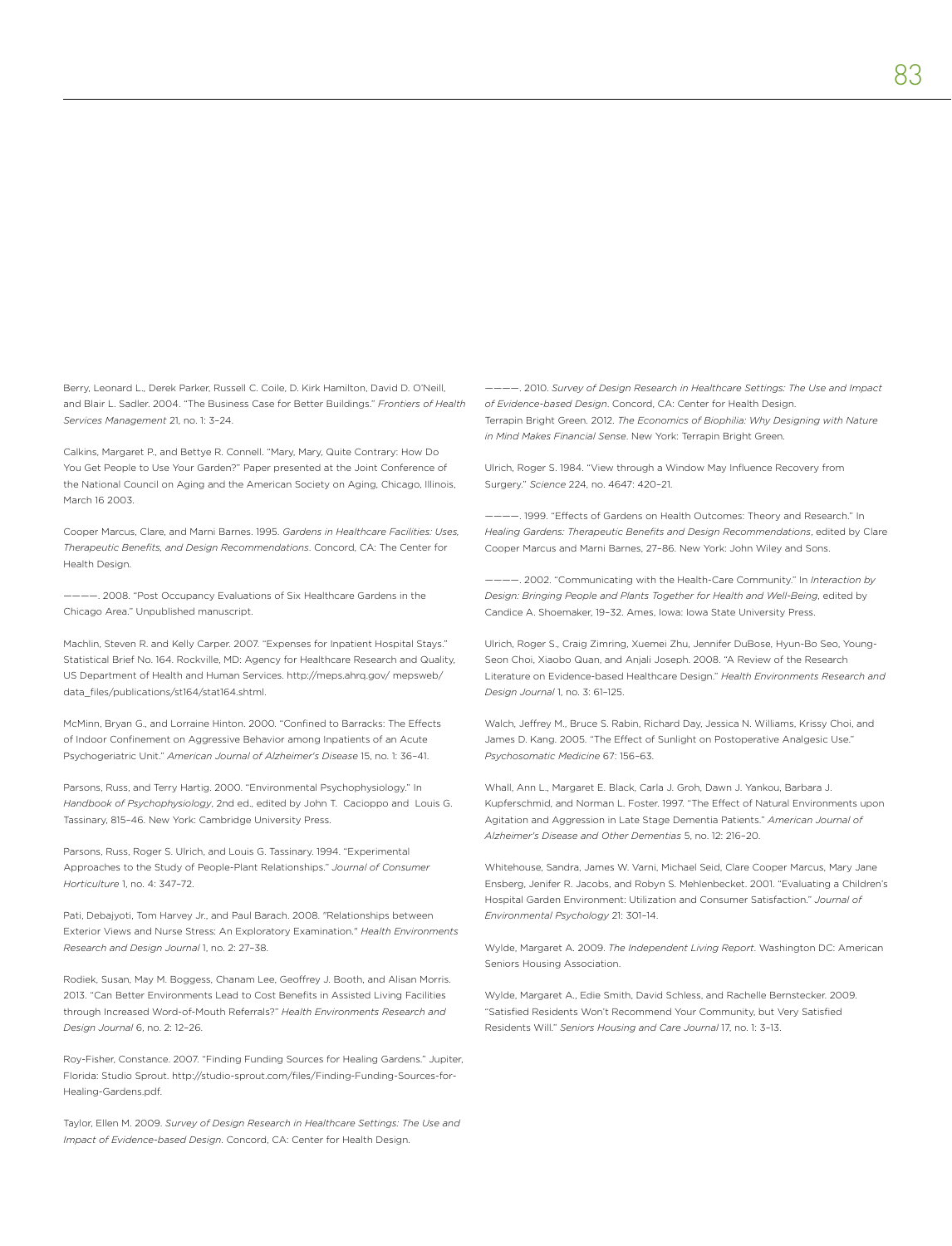Berry, Leonard L., Derek Parker, Russell C. Coile, D. Kirk Hamilton, David D. O'Neill, and Blair L. Sadler. 2004. "The Business Case for Better Buildings." *Frontiers of Health Services Management* 21, no. 1: 3–24.

Calkins, Margaret P., and Bettye R. Connell. "Mary, Mary, Quite Contrary: How Do You Get People to Use Your Garden?" Paper presented at the Joint Conference of the National Council on Aging and the American Society on Aging, Chicago, Illinois, March 16 2003.

Cooper Marcus, Clare, and Marni Barnes. 1995. *Gardens in Healthcare Facilities: Uses, Therapeutic Benefits, and Design Recommendations*. Concord, CA: The Center for Health Design.

————. 2008. "Post Occupancy Evaluations of Six Healthcare Gardens in the Chicago Area." Unpublished manuscript.

Machlin, Steven R. and Kelly Carper. 2007. "Expenses for Inpatient Hospital Stays." Statistical Brief No. 164. Rockville, MD: Agency for Healthcare Research and Quality, US Department of Health and Human Services. http://meps.ahrq.gov/ mepsweb/ data_files/publications/st164/stat164.shtml.

McMinn, Bryan G., and Lorraine Hinton. 2000. "Confined to Barracks: The Effects of Indoor Confinement on Aggressive Behavior among Inpatients of an Acute Psychogeriatric Unit." *American Journal of Alzheimer's Disease* 15, no. 1: 36–41.

Parsons, Russ, and Terry Hartig. 2000. "Environmental Psychophysiology." In *Handbook of Psychophysiology*, 2nd ed., edited by John T. Cacioppo and Louis G. Tassinary, 815–46. New York: Cambridge University Press.

Parsons, Russ, Roger S. Ulrich, and Louis G. Tassinary. 1994. "Experimental Approaches to the Study of People-Plant Relationships." *Journal of Consumer Horticulture* 1, no. 4: 347–72.

Pati, Debajyoti, Tom Harvey Jr., and Paul Barach. 2008. "Relationships between Exterior Views and Nurse Stress: An Exploratory Examination." *Health Environments Research and Design Journal* 1, no. 2: 27–38.

Rodiek, Susan, May M. Boggess, Chanam Lee, Geoffrey J. Booth, and Alisan Morris. 2013. "Can Better Environments Lead to Cost Benefits in Assisted Living Facilities through Increased Word-of-Mouth Referrals?" *Health Environments Research and Design Journal* 6, no. 2: 12–26.

Roy-Fisher, Constance. 2007. "Finding Funding Sources for Healing Gardens." Jupiter, Florida: Studio Sprout. http://studio-sprout.com/files/Finding-Funding-Sources-for-Healing-Gardens.pdf.

Taylor, Ellen M. 2009. *Survey of Design Research in Healthcare Settings: The Use and Impact of Evidence-based Design*. Concord, CA: Center for Health Design.

————. 2010. *Survey of Design Research in Healthcare Settings: The Use and Impact of Evidence-based Design*. Concord, CA: Center for Health Design.

Terrapin Bright Green. 2012. *The Economics of Biophilia: Why Designing with Nature in Mind Makes Financial Sense*. New York: Terrapin Bright Green.

Ulrich, Roger S. 1984. "View through a Window May Influence Recovery from Surgery." *Science* 224, no. 4647: 420–21.

————. 1999. "Effects of Gardens on Health Outcomes: Theory and Research." In *Healing Gardens: Therapeutic Benefits and Design Recommendations*, edited by Clare Cooper Marcus and Marni Barnes, 27–86. New York: John Wiley and Sons.

————. 2002. "Communicating with the Health-Care Community." In *Interaction by Design: Bringing People and Plants Together for Health and Well-Being*, edited by Candice A. Shoemaker, 19–32. Ames, Iowa: Iowa State University Press.

Ulrich, Roger S., Craig Zimring, Xuemei Zhu, Jennifer DuBose, Hyun-Bo Seo, Young-Seon Choi, Xiaobo Quan, and Anjali Joseph. 2008. "A Review of the Research Literature on Evidence-based Healthcare Design." *Health Environments Research and Design Journal* 1, no. 3: 61–125.

Walch, Jeffrey M., Bruce S. Rabin, Richard Day, Jessica N. Williams, Krissy Choi, and James D. Kang. 2005. "The Effect of Sunlight on Postoperative Analgesic Use." *Psychosomatic Medicine* 67: 156–63.

Whall, Ann L., Margaret E. Black, Carla J. Groh, Dawn J. Yankou, Barbara J. Kupferschmid, and Norman L. Foster. 1997. "The Effect of Natural Environments upon Agitation and Aggression in Late Stage Dementia Patients." *American Journal of Alzheimer's Disease and Other Dementias* 5, no. 12: 216–20.

Whitehouse, Sandra, James W. Varni, Michael Seid, Clare Cooper Marcus, Mary Jane Ensberg, Jenifer R. Jacobs, and Robyn S. Mehlenbecket. 2001. "Evaluating a Children's Hospital Garden Environment: Utilization and Consumer Satisfaction." *Journal of Environmental Psychology* 21: 301–14.

Wylde, Margaret A. 2009. *The Independent Living Report*. Washington DC: American Seniors Housing Association.

Wylde, Margaret A., Edie Smith, David Schless, and Rachelle Bernstecker. 2009. "Satisfied Residents Won't Recommend Your Community, but Very Satisfied Residents Will." *Seniors Housing and Care Journal* 17, no. 1: 3–13.